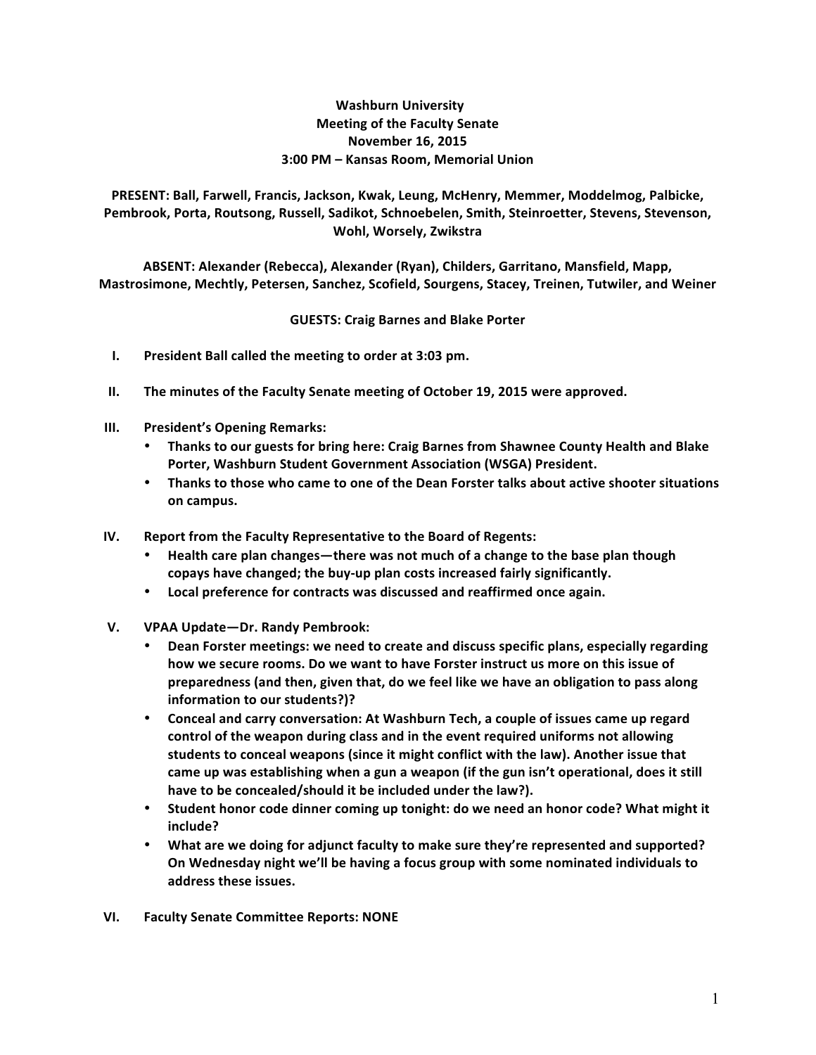# Washburn University
## Meeting of the Faculty Senate
### November 16, 2015
### 3:00 PM – Kansas Room, Memorial Union

**PRESENT:** Ball, Farwell, Francis, Jackson, Kwak, Leung, McHenry, Memmer, Moddelmog, Palbicke, Pembrook, Porta, Routsong, Russell, Sadikot, Schnoebelen, Smith, Steinroetter, Stevens, Stevenson, Wohl, Worsely, Zwikstra

**ABSENT:** Alexander (Rebecca), Alexander (Ryan), Childers, Garritano, Mansfield, Mapp, Mastrosimone, Mechtly, Petersen, Sanchez, Scofield, Sourgens, Stacey, Treinen, Tutwiler, and Weiner

**GUESTS:** Craig Barnes and Blake Porter

I. President Ball called the meeting to order at 3:03 pm.

II. The minutes of the Faculty Senate meeting of October 19, 2015 were approved.

III. President's Opening Remarks:
   - Thanks to our guests for bring here: Craig Barnes from Shawnee County Health and Blake Porter, Washburn Student Government Association (WSGA) President.
   - Thanks to those who came to one of the Dean Forster talks about active shooter situations on campus.

IV. Report from the Faculty Representative to the Board of Regents:
   - Health care plan changes—there was not much of a change to the base plan though copays have changed; the buy-up plan costs increased fairly significantly.
   - Local preference for contracts was discussed and reaffirmed once again.

V. VPAA Update—Dr. Randy Pembrook:
   - Dean Forster meetings: we need to create and discuss specific plans, especially regarding how we secure rooms. Do we want to have Forster instruct us more on this issue of preparedness (and then, given that, do we feel like we have an obligation to pass along information to our students?)?
   - Conceal and carry conversation: At Washburn Tech, a couple of issues came up regard control of the weapon during class and in the event required uniforms not allowing students to conceal weapons (since it might conflict with the law). Another issue that came up was establishing when a gun a weapon (if the gun isn't operational, does it still have to be concealed/should it be included under the law?).
   - Student honor code dinner coming up tonight: do we need an honor code? What might it include?
   - What are we doing for adjunct faculty to make sure they're represented and supported? On Wednesday night we'll be having a focus group with some nominated individuals to address these issues.

VI. Faculty Senate Committee Reports: NONE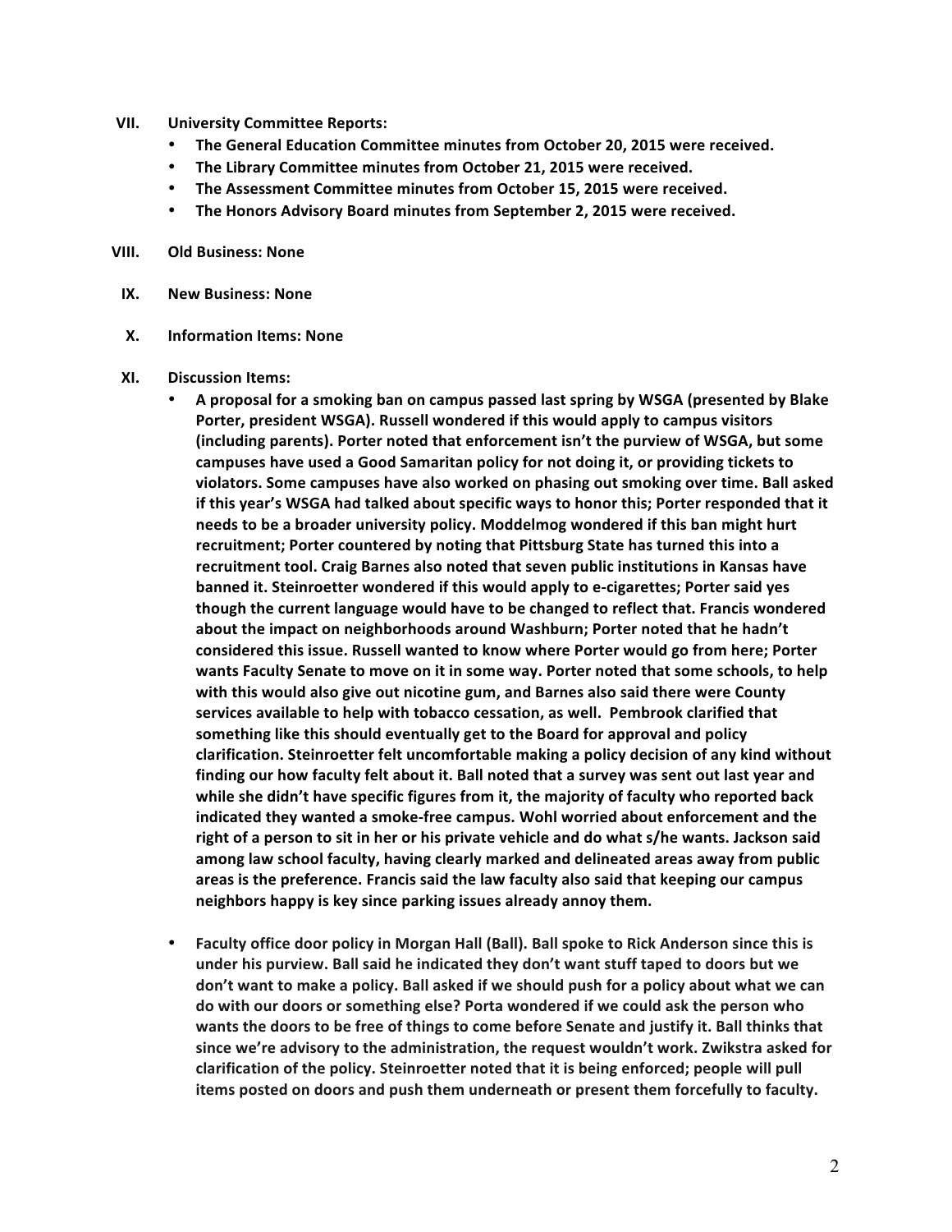VII. **University Committee Reports:**
- **The General Education Committee minutes from October 20, 2015 were received.**
- **The Library Committee minutes from October 21, 2015 were received.**
- **The Assessment Committee minutes from October 15, 2015 were received.**
- **The Honors Advisory Board minutes from September 2, 2015 were received.**

VIII. **Old Business: None**

IX. **New Business: None**

X. **Information Items: None**

XI. **Discussion Items:**
- **A proposal for a smoking ban on campus passed last spring by WSGA (presented by Blake Porter, president WSGA). Russell wondered if this would apply to campus visitors (including parents). Porter noted that enforcement isn't the purview of WSGA, but some campuses have used a Good Samaritan policy for not doing it, or providing tickets to violators. Some campuses have also worked on phasing out smoking over time. Ball asked if this year's WSGA had talked about specific ways to honor this; Porter responded that it needs to be a broader university policy. Moddelmog wondered if this ban might hurt recruitment; Porter countered by noting that Pittsburg State has turned this into a recruitment tool. Craig Barnes also noted that seven public institutions in Kansas have banned it. Steinroetter wondered if this would apply to e-cigarettes; Porter said yes though the current language would have to be changed to reflect that. Francis wondered about the impact on neighborhoods around Washburn; Porter noted that he hadn't considered this issue. Russell wanted to know where Porter would go from here; Porter wants Faculty Senate to move on it in some way. Porter noted that some schools, to help with this would also give out nicotine gum, and Barnes also said there were County services available to help with tobacco cessation, as well. Pembrook clarified that something like this should eventually get to the Board for approval and policy clarification. Steinroetter felt uncomfortable making a policy decision of any kind without finding our how faculty felt about it. Ball noted that a survey was sent out last year and while she didn't have specific figures from it, the majority of faculty who reported back indicated they wanted a smoke-free campus. Wohl worried about enforcement and the right of a person to sit in her or his private vehicle and do what s/he wants. Jackson said among law school faculty, having clearly marked and delineated areas away from public areas is the preference. Francis said the law faculty also said that keeping our campus neighbors happy is key since parking issues already annoy them.**

- **Faculty office door policy in Morgan Hall (Ball). Ball spoke to Rick Anderson since this is under his purview. Ball said he indicated they don't want stuff taped to doors but we don't want to make a policy. Ball asked if we should push for a policy about what we can do with our doors or something else? Porta wondered if we could ask the person who wants the doors to be free of things to come before Senate and justify it. Ball thinks that since we're advisory to the administration, the request wouldn't work. Zwikstra asked for clarification of the policy. Steinroetter noted that it is being enforced; people will pull items posted on doors and push them underneath or present them forcefully to faculty.**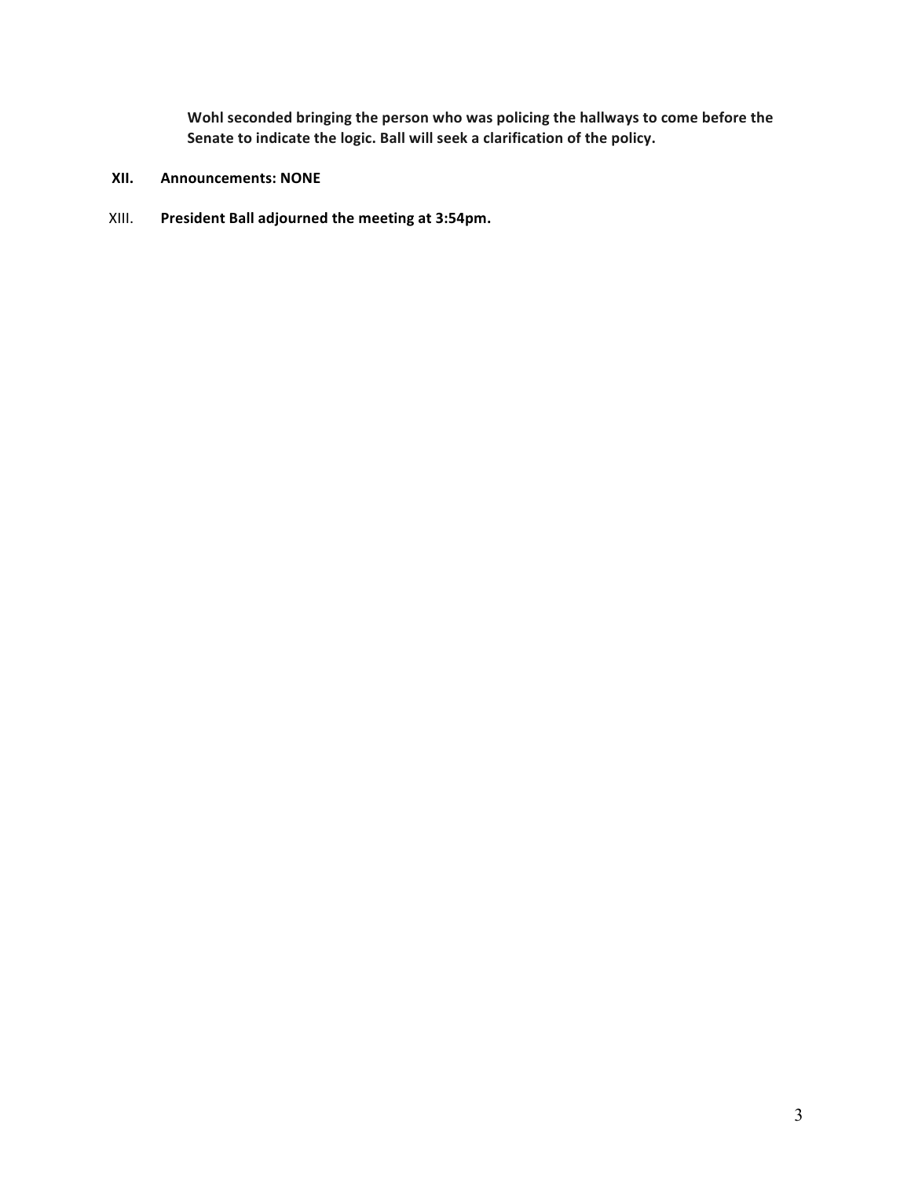**Wohl seconded bringing the person who was policing the hallways to come before the Senate to indicate the logic. Ball will seek a clarification of the policy.**

**XII. Announcements: NONE**

XIII. **President Ball adjourned the meeting at 3:54pm.**